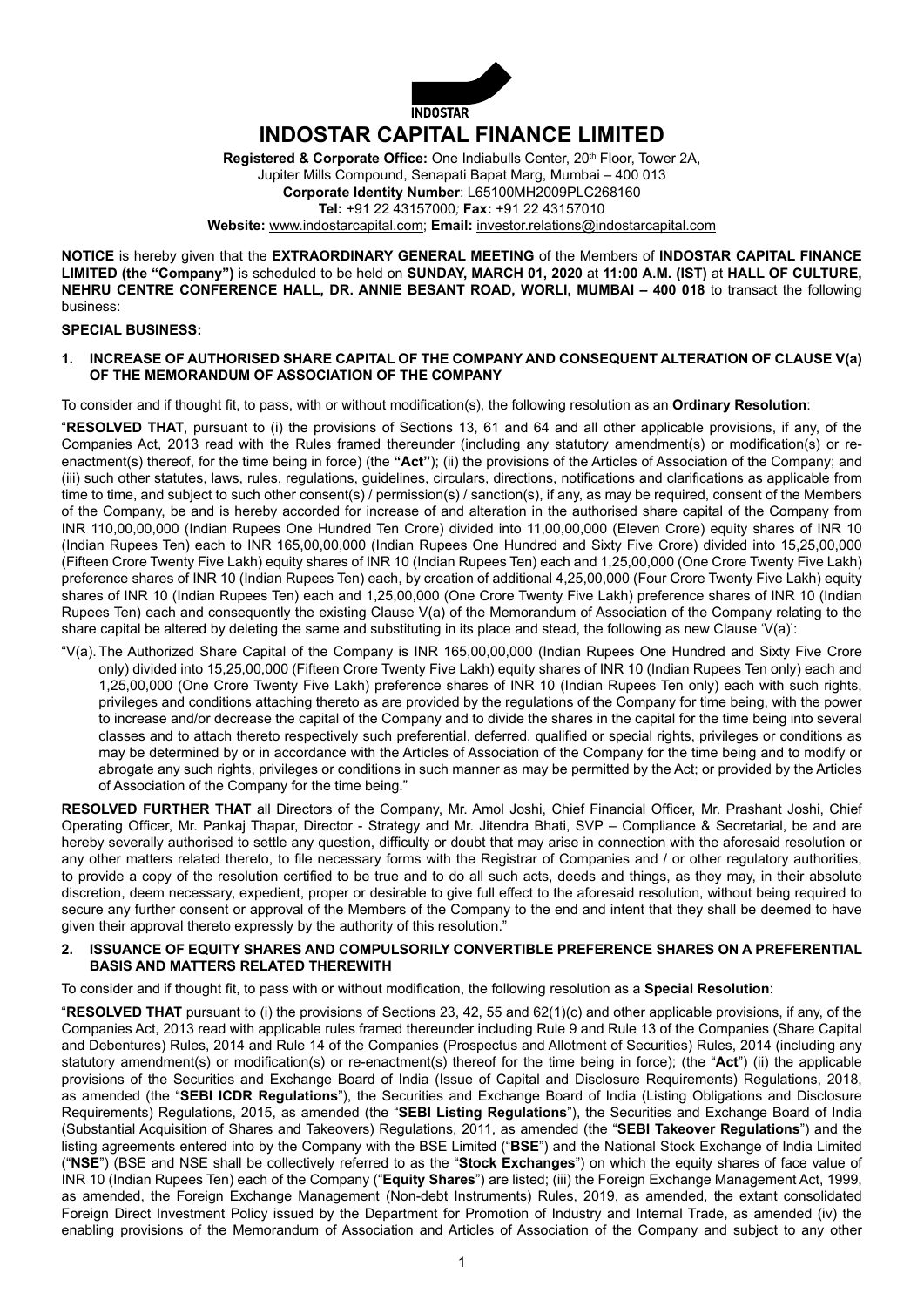INDOSTAR

# INDOSTAR CAPITAL FINANCE LIMITED

**Registered & Corporate Office:** One Indiabulls Center, 20th Floor, Tower 2A,
Jupiter Mills Compound, Senapati Bapat Marg, Mumbai – 400 013
**Corporate Identity Number**: L65100MH2009PLC268160
**Tel:** +91 22 43157000*;* **Fax:** +91 22 43157010
**Website:** www.indostarcapital.com; **Email:** investor.relations@indostarcapital.com

**NOTICE** is hereby given that the **EXTRAORDINARY GENERAL MEETING** of the Members of **INDOSTAR CAPITAL FINANCE LIMITED (the "Company")** is scheduled to be held on **SUNDAY, MARCH 01, 2020** at **11:00 A.M. (IST)** at **HALL OF CULTURE, NEHRU CENTRE CONFERENCE HALL, DR. ANNIE BESANT ROAD, WORLI, MUMBAI – 400 018** to transact the following business:

**SPECIAL BUSINESS:**

**1. INCREASE OF AUTHORISED SHARE CAPITAL OF THE COMPANY AND CONSEQUENT ALTERATION OF CLAUSE V(a) OF THE MEMORANDUM OF ASSOCIATION OF THE COMPANY**

To consider and if thought fit, to pass, with or without modification(s), the following resolution as an **Ordinary Resolution**:

"**RESOLVED THAT**, pursuant to (i) the provisions of Sections 13, 61 and 64 and all other applicable provisions, if any, of the Companies Act, 2013 read with the Rules framed thereunder (including any statutory amendment(s) or modification(s) or re-enactment(s) thereof, for the time being in force) (the **"Act"**); (ii) the provisions of the Articles of Association of the Company; and (iii) such other statutes, laws, rules, regulations, guidelines, circulars, directions, notifications and clarifications as applicable from time to time, and subject to such other consent(s) / permission(s) / sanction(s), if any, as may be required, consent of the Members of the Company, be and is hereby accorded for increase of and alteration in the authorised share capital of the Company from INR 110,00,00,000 (Indian Rupees One Hundred Ten Crore) divided into 11,00,00,000 (Eleven Crore) equity shares of INR 10 (Indian Rupees Ten) each to INR 165,00,00,000 (Indian Rupees One Hundred and Sixty Five Crore) divided into 15,25,00,000 (Fifteen Crore Twenty Five Lakh) equity shares of INR 10 (Indian Rupees Ten) each and 1,25,00,000 (One Crore Twenty Five Lakh) preference shares of INR 10 (Indian Rupees Ten) each, by creation of additional 4,25,00,000 (Four Crore Twenty Five Lakh) equity shares of INR 10 (Indian Rupees Ten) each and 1,25,00,000 (One Crore Twenty Five Lakh) preference shares of INR 10 (Indian Rupees Ten) each and consequently the existing Clause V(a) of the Memorandum of Association of the Company relating to the share capital be altered by deleting the same and substituting in its place and stead, the following as new Clause 'V(a)':

"V(a). The Authorized Share Capital of the Company is INR 165,00,00,000 (Indian Rupees One Hundred and Sixty Five Crore only) divided into 15,25,00,000 (Fifteen Crore Twenty Five Lakh) equity shares of INR 10 (Indian Rupees Ten only) each and 1,25,00,000 (One Crore Twenty Five Lakh) preference shares of INR 10 (Indian Rupees Ten only) each with such rights, privileges and conditions attaching thereto as are provided by the regulations of the Company for time being, with the power to increase and/or decrease the capital of the Company and to divide the shares in the capital for the time being into several classes and to attach thereto respectively such preferential, deferred, qualified or special rights, privileges or conditions as may be determined by or in accordance with the Articles of Association of the Company for the time being and to modify or abrogate any such rights, privileges or conditions in such manner as may be permitted by the Act; or provided by the Articles of Association of the Company for the time being."

**RESOLVED FURTHER THAT** all Directors of the Company, Mr. Amol Joshi, Chief Financial Officer, Mr. Prashant Joshi, Chief Operating Officer, Mr. Pankaj Thapar, Director - Strategy and Mr. Jitendra Bhati, SVP – Compliance & Secretarial, be and are hereby severally authorised to settle any question, difficulty or doubt that may arise in connection with the aforesaid resolution or any other matters related thereto, to file necessary forms with the Registrar of Companies and / or other regulatory authorities, to provide a copy of the resolution certified to be true and to do all such acts, deeds and things, as they may, in their absolute discretion, deem necessary, expedient, proper or desirable to give full effect to the aforesaid resolution, without being required to secure any further consent or approval of the Members of the Company to the end and intent that they shall be deemed to have given their approval thereto expressly by the authority of this resolution."

**2. ISSUANCE OF EQUITY SHARES AND COMPULSORILY CONVERTIBLE PREFERENCE SHARES ON A PREFERENTIAL BASIS AND MATTERS RELATED THEREWITH**

To consider and if thought fit, to pass with or without modification, the following resolution as a **Special Resolution**:

"**RESOLVED THAT** pursuant to (i) the provisions of Sections 23, 42, 55 and 62(1)(c) and other applicable provisions, if any, of the Companies Act, 2013 read with applicable rules framed thereunder including Rule 9 and Rule 13 of the Companies (Share Capital and Debentures) Rules, 2014 and Rule 14 of the Companies (Prospectus and Allotment of Securities) Rules, 2014 (including any statutory amendment(s) or modification(s) or re-enactment(s) thereof for the time being in force); (the "**Act**") (ii) the applicable provisions of the Securities and Exchange Board of India (Issue of Capital and Disclosure Requirements) Regulations, 2018, as amended (the "**SEBI ICDR Regulations**"), the Securities and Exchange Board of India (Listing Obligations and Disclosure Requirements) Regulations, 2015, as amended (the "**SEBI Listing Regulations**"), the Securities and Exchange Board of India (Substantial Acquisition of Shares and Takeovers) Regulations, 2011, as amended (the "**SEBI Takeover Regulations**") and the listing agreements entered into by the Company with the BSE Limited ("**BSE**") and the National Stock Exchange of India Limited ("**NSE**") (BSE and NSE shall be collectively referred to as the "**Stock Exchanges**") on which the equity shares of face value of INR 10 (Indian Rupees Ten) each of the Company ("**Equity Shares**") are listed; (iii) the Foreign Exchange Management Act, 1999, as amended, the Foreign Exchange Management (Non-debt Instruments) Rules, 2019, as amended, the extant consolidated Foreign Direct Investment Policy issued by the Department for Promotion of Industry and Internal Trade, as amended (iv) the enabling provisions of the Memorandum of Association and Articles of Association of the Company and subject to any other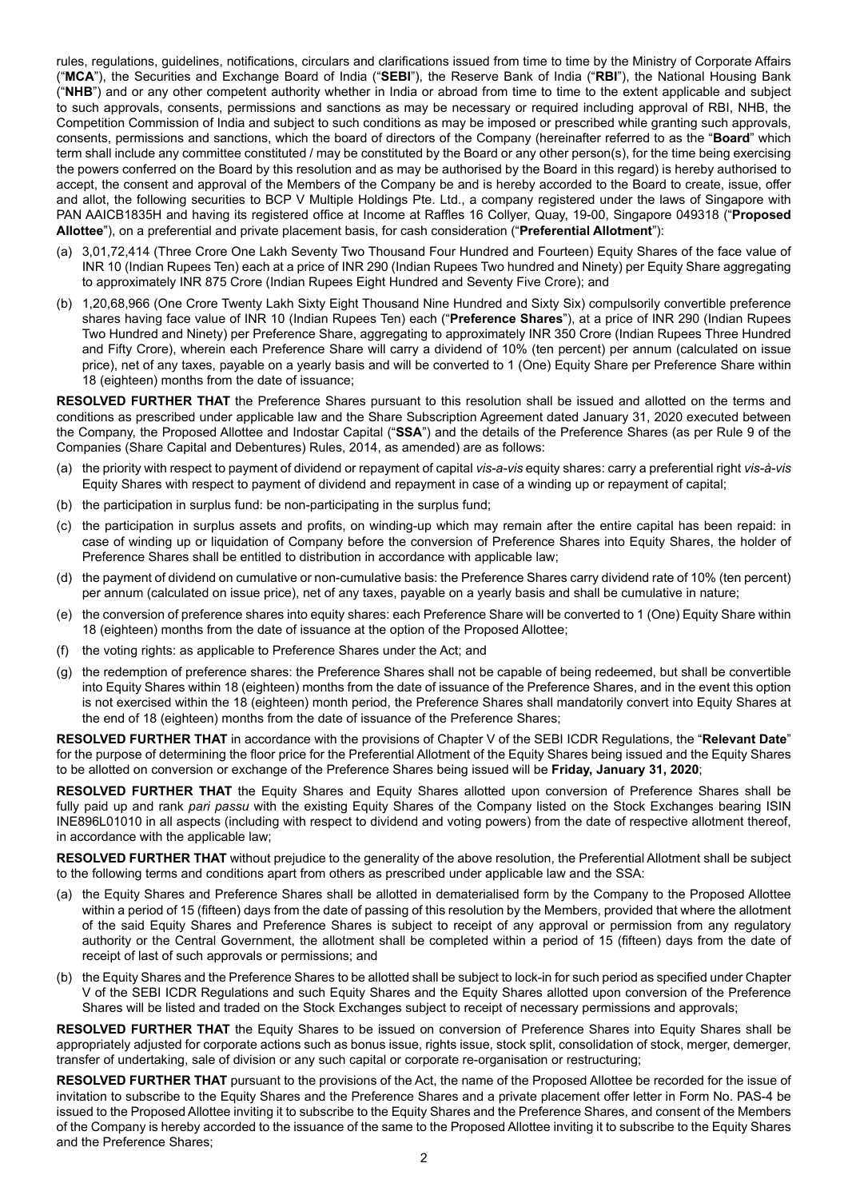rules, regulations, guidelines, notifications, circulars and clarifications issued from time to time by the Ministry of Corporate Affairs ("**MCA**"), the Securities and Exchange Board of India ("**SEBI**"), the Reserve Bank of India ("**RBI**"), the National Housing Bank ("**NHB**") and or any other competent authority whether in India or abroad from time to time to the extent applicable and subject to such approvals, consents, permissions and sanctions as may be necessary or required including approval of RBI, NHB, the Competition Commission of India and subject to such conditions as may be imposed or prescribed while granting such approvals, consents, permissions and sanctions, which the board of directors of the Company (hereinafter referred to as the "**Board**" which term shall include any committee constituted / may be constituted by the Board or any other person(s), for the time being exercising the powers conferred on the Board by this resolution and as may be authorised by the Board in this regard) is hereby authorised to accept, the consent and approval of the Members of the Company be and is hereby accorded to the Board to create, issue, offer and allot, the following securities to BCP V Multiple Holdings Pte. Ltd., a company registered under the laws of Singapore with PAN AAICB1835H and having its registered office at Income at Raffles 16 Collyer, Quay, 19-00, Singapore 049318 ("**Proposed Allottee**"), on a preferential and private placement basis, for cash consideration ("**Preferential Allotment**"):

(a) 3,01,72,414 (Three Crore One Lakh Seventy Two Thousand Four Hundred and Fourteen) Equity Shares of the face value of INR 10 (Indian Rupees Ten) each at a price of INR 290 (Indian Rupees Two hundred and Ninety) per Equity Share aggregating to approximately INR 875 Crore (Indian Rupees Eight Hundred and Seventy Five Crore); and

(b) 1,20,68,966 (One Crore Twenty Lakh Sixty Eight Thousand Nine Hundred and Sixty Six) compulsorily convertible preference shares having face value of INR 10 (Indian Rupees Ten) each ("**Preference Shares**"), at a price of INR 290 (Indian Rupees Two Hundred and Ninety) per Preference Share, aggregating to approximately INR 350 Crore (Indian Rupees Three Hundred and Fifty Crore), wherein each Preference Share will carry a dividend of 10% (ten percent) per annum (calculated on issue price), net of any taxes, payable on a yearly basis and will be converted to 1 (One) Equity Share per Preference Share within 18 (eighteen) months from the date of issuance;

**RESOLVED FURTHER THAT** the Preference Shares pursuant to this resolution shall be issued and allotted on the terms and conditions as prescribed under applicable law and the Share Subscription Agreement dated January 31, 2020 executed between the Company, the Proposed Allottee and Indostar Capital ("**SSA**") and the details of the Preference Shares (as per Rule 9 of the Companies (Share Capital and Debentures) Rules, 2014, as amended) are as follows:

(a) the priority with respect to payment of dividend or repayment of capital *vis-a-vis* equity shares: carry a preferential right *vis-à-vis* Equity Shares with respect to payment of dividend and repayment in case of a winding up or repayment of capital;

(b) the participation in surplus fund: be non-participating in the surplus fund;

(c) the participation in surplus assets and profits, on winding-up which may remain after the entire capital has been repaid: in case of winding up or liquidation of Company before the conversion of Preference Shares into Equity Shares, the holder of Preference Shares shall be entitled to distribution in accordance with applicable law;

(d) the payment of dividend on cumulative or non-cumulative basis: the Preference Shares carry dividend rate of 10% (ten percent) per annum (calculated on issue price), net of any taxes, payable on a yearly basis and shall be cumulative in nature;

(e) the conversion of preference shares into equity shares: each Preference Share will be converted to 1 (One) Equity Share within 18 (eighteen) months from the date of issuance at the option of the Proposed Allottee;

(f) the voting rights: as applicable to Preference Shares under the Act; and

(g) the redemption of preference shares: the Preference Shares shall not be capable of being redeemed, but shall be convertible into Equity Shares within 18 (eighteen) months from the date of issuance of the Preference Shares, and in the event this option is not exercised within the 18 (eighteen) month period, the Preference Shares shall mandatorily convert into Equity Shares at the end of 18 (eighteen) months from the date of issuance of the Preference Shares;

**RESOLVED FURTHER THAT** in accordance with the provisions of Chapter V of the SEBI ICDR Regulations, the "**Relevant Date**" for the purpose of determining the floor price for the Preferential Allotment of the Equity Shares being issued and the Equity Shares to be allotted on conversion or exchange of the Preference Shares being issued will be **Friday, January 31, 2020**;

**RESOLVED FURTHER THAT** the Equity Shares and Equity Shares allotted upon conversion of Preference Shares shall be fully paid up and rank *pari passu* with the existing Equity Shares of the Company listed on the Stock Exchanges bearing ISIN INE896L01010 in all aspects (including with respect to dividend and voting powers) from the date of respective allotment thereof, in accordance with the applicable law;

**RESOLVED FURTHER THAT** without prejudice to the generality of the above resolution, the Preferential Allotment shall be subject to the following terms and conditions apart from others as prescribed under applicable law and the SSA:

(a) the Equity Shares and Preference Shares shall be allotted in dematerialised form by the Company to the Proposed Allottee within a period of 15 (fifteen) days from the date of passing of this resolution by the Members, provided that where the allotment of the said Equity Shares and Preference Shares is subject to receipt of any approval or permission from any regulatory authority or the Central Government, the allotment shall be completed within a period of 15 (fifteen) days from the date of receipt of last of such approvals or permissions; and

(b) the Equity Shares and the Preference Shares to be allotted shall be subject to lock-in for such period as specified under Chapter V of the SEBI ICDR Regulations and such Equity Shares and the Equity Shares allotted upon conversion of the Preference Shares will be listed and traded on the Stock Exchanges subject to receipt of necessary permissions and approvals;

**RESOLVED FURTHER THAT** the Equity Shares to be issued on conversion of Preference Shares into Equity Shares shall be appropriately adjusted for corporate actions such as bonus issue, rights issue, stock split, consolidation of stock, merger, demerger, transfer of undertaking, sale of division or any such capital or corporate re-organisation or restructuring;

**RESOLVED FURTHER THAT** pursuant to the provisions of the Act, the name of the Proposed Allottee be recorded for the issue of invitation to subscribe to the Equity Shares and the Preference Shares and a private placement offer letter in Form No. PAS-4 be issued to the Proposed Allottee inviting it to subscribe to the Equity Shares and the Preference Shares, and consent of the Members of the Company is hereby accorded to the issuance of the same to the Proposed Allottee inviting it to subscribe to the Equity Shares and the Preference Shares;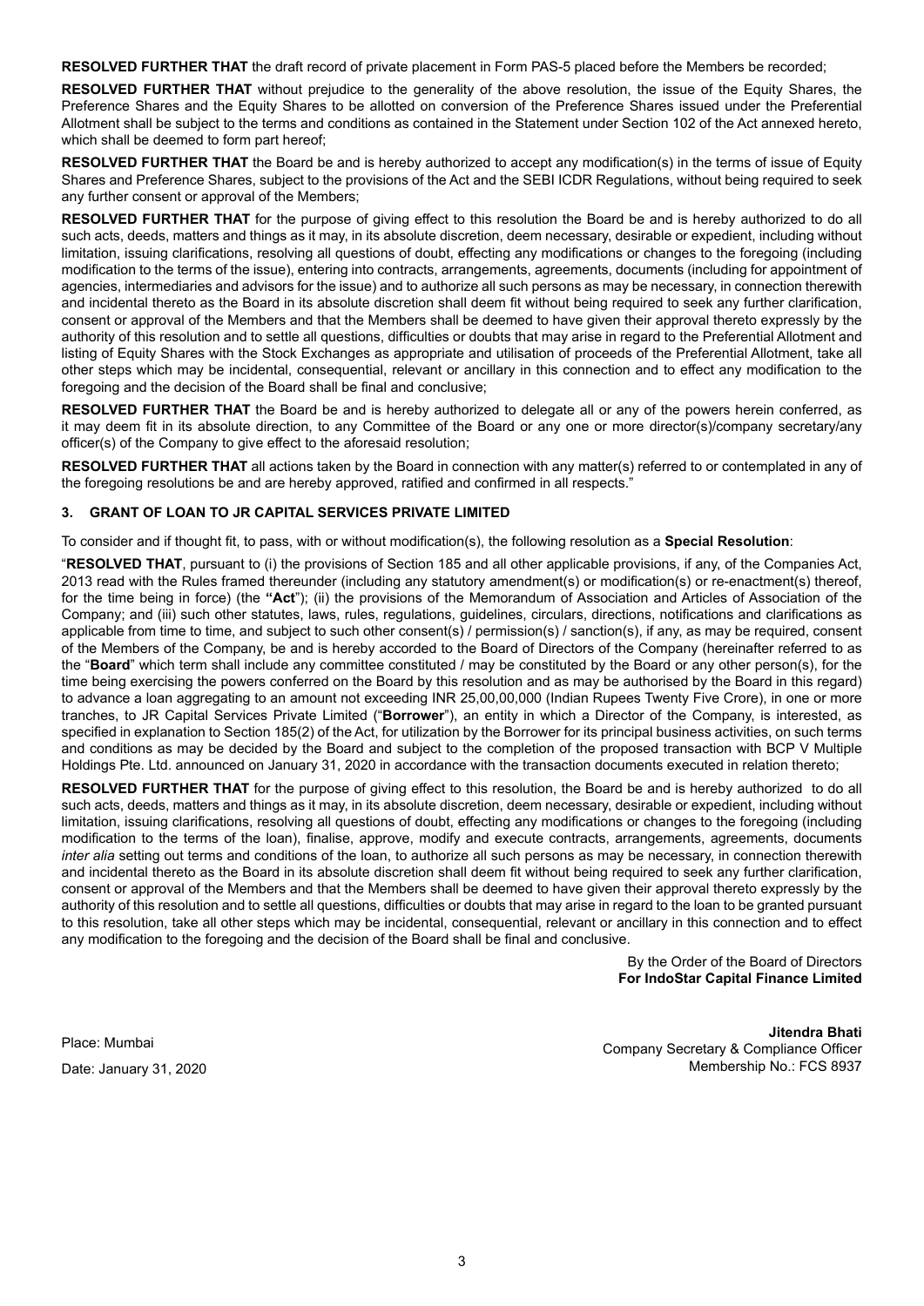**RESOLVED FURTHER THAT** the draft record of private placement in Form PAS-5 placed before the Members be recorded;

**RESOLVED FURTHER THAT** without prejudice to the generality of the above resolution, the issue of the Equity Shares, the Preference Shares and the Equity Shares to be allotted on conversion of the Preference Shares issued under the Preferential Allotment shall be subject to the terms and conditions as contained in the Statement under Section 102 of the Act annexed hereto, which shall be deemed to form part hereof;

**RESOLVED FURTHER THAT** the Board be and is hereby authorized to accept any modification(s) in the terms of issue of Equity Shares and Preference Shares, subject to the provisions of the Act and the SEBI ICDR Regulations, without being required to seek any further consent or approval of the Members;

**RESOLVED FURTHER THAT** for the purpose of giving effect to this resolution the Board be and is hereby authorized to do all such acts, deeds, matters and things as it may, in its absolute discretion, deem necessary, desirable or expedient, including without limitation, issuing clarifications, resolving all questions of doubt, effecting any modifications or changes to the foregoing (including modification to the terms of the issue), entering into contracts, arrangements, agreements, documents (including for appointment of agencies, intermediaries and advisors for the issue) and to authorize all such persons as may be necessary, in connection therewith and incidental thereto as the Board in its absolute discretion shall deem fit without being required to seek any further clarification, consent or approval of the Members and that the Members shall be deemed to have given their approval thereto expressly by the authority of this resolution and to settle all questions, difficulties or doubts that may arise in regard to the Preferential Allotment and listing of Equity Shares with the Stock Exchanges as appropriate and utilisation of proceeds of the Preferential Allotment, take all other steps which may be incidental, consequential, relevant or ancillary in this connection and to effect any modification to the foregoing and the decision of the Board shall be final and conclusive;

**RESOLVED FURTHER THAT** the Board be and is hereby authorized to delegate all or any of the powers herein conferred, as it may deem fit in its absolute direction, to any Committee of the Board or any one or more director(s)/company secretary/any officer(s) of the Company to give effect to the aforesaid resolution;

**RESOLVED FURTHER THAT** all actions taken by the Board in connection with any matter(s) referred to or contemplated in any of the foregoing resolutions be and are hereby approved, ratified and confirmed in all respects."

### 3. GRANT OF LOAN TO JR CAPITAL SERVICES PRIVATE LIMITED

To consider and if thought fit, to pass, with or without modification(s), the following resolution as a **Special Resolution**:

"**RESOLVED THAT**, pursuant to (i) the provisions of Section 185 and all other applicable provisions, if any, of the Companies Act, 2013 read with the Rules framed thereunder (including any statutory amendment(s) or modification(s) or re-enactment(s) thereof, for the time being in force) (the **"Act"**); (ii) the provisions of the Memorandum of Association and Articles of Association of the Company; and (iii) such other statutes, laws, rules, regulations, guidelines, circulars, directions, notifications and clarifications as applicable from time to time, and subject to such other consent(s) / permission(s) / sanction(s), if any, as may be required, consent of the Members of the Company, be and is hereby accorded to the Board of Directors of the Company (hereinafter referred to as the "**Board**" which term shall include any committee constituted / may be constituted by the Board or any other person(s), for the time being exercising the powers conferred on the Board by this resolution and as may be authorised by the Board in this regard) to advance a loan aggregating to an amount not exceeding INR 25,00,00,000 (Indian Rupees Twenty Five Crore), in one or more tranches, to JR Capital Services Private Limited ("**Borrower**"), an entity in which a Director of the Company, is interested, as specified in explanation to Section 185(2) of the Act, for utilization by the Borrower for its principal business activities, on such terms and conditions as may be decided by the Board and subject to the completion of the proposed transaction with BCP V Multiple Holdings Pte. Ltd. announced on January 31, 2020 in accordance with the transaction documents executed in relation thereto;

**RESOLVED FURTHER THAT** for the purpose of giving effect to this resolution, the Board be and is hereby authorized to do all such acts, deeds, matters and things as it may, in its absolute discretion, deem necessary, desirable or expedient, including without limitation, issuing clarifications, resolving all questions of doubt, effecting any modifications or changes to the foregoing (including modification to the terms of the loan), finalise, approve, modify and execute contracts, arrangements, agreements, documents *inter alia* setting out terms and conditions of the loan, to authorize all such persons as may be necessary, in connection therewith and incidental thereto as the Board in its absolute discretion shall deem fit without being required to seek any further clarification, consent or approval of the Members and that the Members shall be deemed to have given their approval thereto expressly by the authority of this resolution and to settle all questions, difficulties or doubts that may arise in regard to the loan to be granted pursuant to this resolution, take all other steps which may be incidental, consequential, relevant or ancillary in this connection and to effect any modification to the foregoing and the decision of the Board shall be final and conclusive.

By the Order of the Board of Directors
**For IndoStar Capital Finance Limited**

Place: Mumbai
Date: January 31, 2020

**Jitendra Bhati**
Company Secretary & Compliance Officer
Membership No.: FCS 8937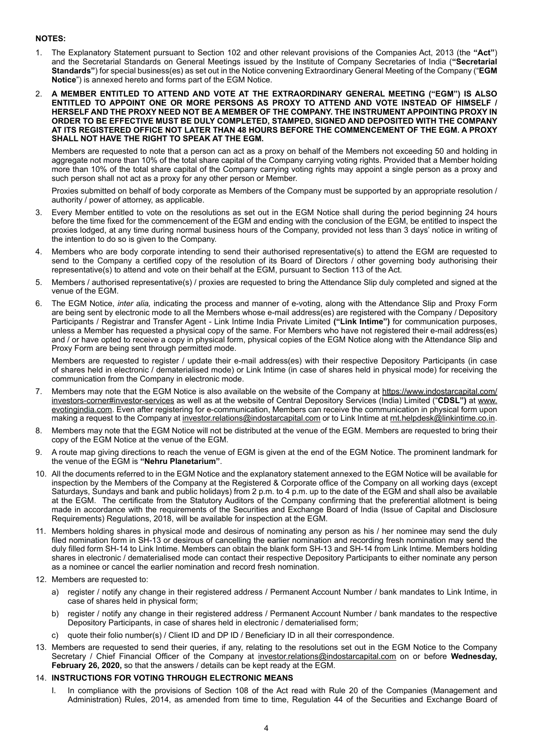**NOTES:**

1. The Explanatory Statement pursuant to Section 102 and other relevant provisions of the Companies Act, 2013 (the **"Act"**) and the Secretarial Standards on General Meetings issued by the Institute of Company Secretaries of India (**"Secretarial Standards"**) for special business(es) as set out in the Notice convening Extraordinary General Meeting of the Company ("**EGM Notice**") is annexed hereto and forms part of the EGM Notice.

2. **A MEMBER ENTITLED TO ATTEND AND VOTE AT THE EXTRAORDINARY GENERAL MEETING ("EGM") IS ALSO ENTITLED TO APPOINT ONE OR MORE PERSONS AS PROXY TO ATTEND AND VOTE INSTEAD OF HIMSELF / HERSELF AND THE PROXY NEED NOT BE A MEMBER OF THE COMPANY. THE INSTRUMENT APPOINTING PROXY IN ORDER TO BE EFFECTIVE MUST BE DULY COMPLETED, STAMPED, SIGNED AND DEPOSITED WITH THE COMPANY AT ITS REGISTERED OFFICE NOT LATER THAN 48 HOURS BEFORE THE COMMENCEMENT OF THE EGM. A PROXY SHALL NOT HAVE THE RIGHT TO SPEAK AT THE EGM.**

   Members are requested to note that a person can act as a proxy on behalf of the Members not exceeding 50 and holding in aggregate not more than 10% of the total share capital of the Company carrying voting rights. Provided that a Member holding more than 10% of the total share capital of the Company carrying voting rights may appoint a single person as a proxy and such person shall not act as a proxy for any other person or Member.

   Proxies submitted on behalf of body corporate as Members of the Company must be supported by an appropriate resolution / authority / power of attorney, as applicable.

3. Every Member entitled to vote on the resolutions as set out in the EGM Notice shall during the period beginning 24 hours before the time fixed for the commencement of the EGM and ending with the conclusion of the EGM, be entitled to inspect the proxies lodged, at any time during normal business hours of the Company, provided not less than 3 days' notice in writing of the intention to do so is given to the Company.

4. Members who are body corporate intending to send their authorised representative(s) to attend the EGM are requested to send to the Company a certified copy of the resolution of its Board of Directors / other governing body authorising their representative(s) to attend and vote on their behalf at the EGM, pursuant to Section 113 of the Act.

5. Members / authorised representative(s) / proxies are requested to bring the Attendance Slip duly completed and signed at the venue of the EGM.

6. The EGM Notice, *inter alia,* indicating the process and manner of e-voting, along with the Attendance Slip and Proxy Form are being sent by electronic mode to all the Members whose e-mail address(es) are registered with the Company / Depository Participants / Registrar and Transfer Agent - Link Intime India Private Limited **("Link Intime")** for communication purposes, unless a Member has requested a physical copy of the same. For Members who have not registered their e-mail address(es) and / or have opted to receive a copy in physical form, physical copies of the EGM Notice along with the Attendance Slip and Proxy Form are being sent through permitted mode.

   Members are requested to register / update their e-mail address(es) with their respective Depository Participants (in case of shares held in electronic / dematerialised mode) or Link Intime (in case of shares held in physical mode) for receiving the communication from the Company in electronic mode.

7. Members may note that the EGM Notice is also available on the website of the Company at https://www.indostarcapital.com/investors-corner#investor-services as well as at the website of Central Depository Services (India) Limited ("**CDSL")** at www.evotingindia.com. Even after registering for e-communication, Members can receive the communication in physical form upon making a request to the Company at investor.relations@indostarcapital.com or to Link Intime at rnt.helpdesk@linkintime.co.in.

8. Members may note that the EGM Notice will not be distributed at the venue of the EGM. Members are requested to bring their copy of the EGM Notice at the venue of the EGM.

9. A route map giving directions to reach the venue of EGM is given at the end of the EGM Notice. The prominent landmark for the venue of the EGM is **"Nehru Planetarium"**.

10. All the documents referred to in the EGM Notice and the explanatory statement annexed to the EGM Notice will be available for inspection by the Members of the Company at the Registered & Corporate office of the Company on all working days (except Saturdays, Sundays and bank and public holidays) from 2 p.m. to 4 p.m. up to the date of the EGM and shall also be available at the EGM. The certificate from the Statutory Auditors of the Company confirming that the preferential allotment is being made in accordance with the requirements of the Securities and Exchange Board of India (Issue of Capital and Disclosure Requirements) Regulations, 2018, will be available for inspection at the EGM.

11. Members holding shares in physical mode and desirous of nominating any person as his / her nominee may send the duly filed nomination form in SH-13 or desirous of cancelling the earlier nomination and recording fresh nomination may send the duly filled form SH-14 to Link Intime. Members can obtain the blank form SH-13 and SH-14 from Link Intime. Members holding shares in electronic / dematerialised mode can contact their respective Depository Participants to either nominate any person as a nominee or cancel the earlier nomination and record fresh nomination.

12. Members are requested to:

    a) register / notify any change in their registered address / Permanent Account Number / bank mandates to Link Intime, in case of shares held in physical form;

    b) register / notify any change in their registered address / Permanent Account Number / bank mandates to the respective Depository Participants, in case of shares held in electronic / dematerialised form;

    c) quote their folio number(s) / Client ID and DP ID / Beneficiary ID in all their correspondence.

13. Members are requested to send their queries, if any, relating to the resolutions set out in the EGM Notice to the Company Secretary / Chief Financial Officer of the Company at investor.relations@indostarcapital.com on or before **Wednesday, February 26, 2020,** so that the answers / details can be kept ready at the EGM.

14. **INSTRUCTIONS FOR VOTING THROUGH ELECTRONIC MEANS**

    I. In compliance with the provisions of Section 108 of the Act read with Rule 20 of the Companies (Management and Administration) Rules, 2014, as amended from time to time, Regulation 44 of the Securities and Exchange Board of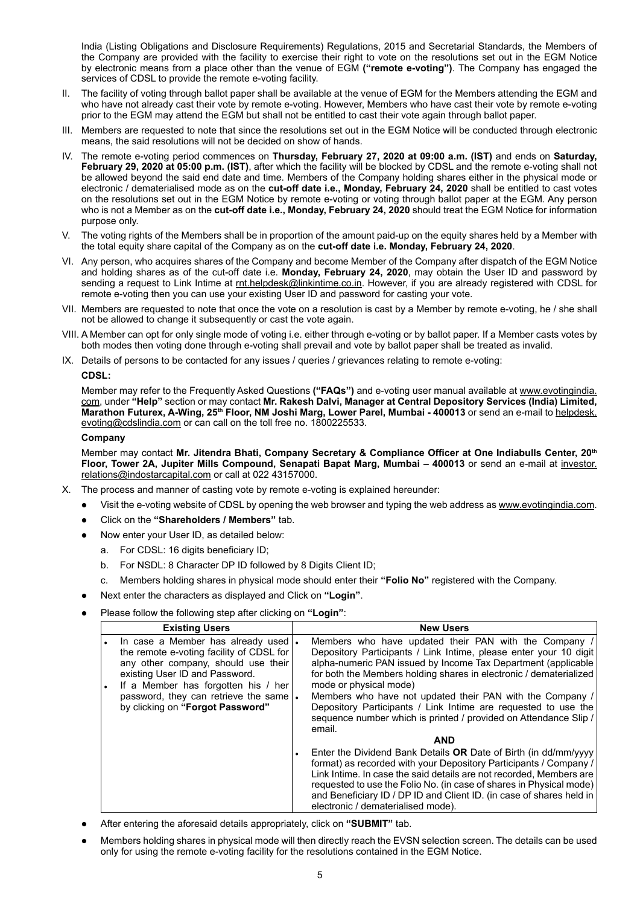India (Listing Obligations and Disclosure Requirements) Regulations, 2015 and Secretarial Standards, the Members of the Company are provided with the facility to exercise their right to vote on the resolutions set out in the EGM Notice by electronic means from a place other than the venue of EGM **("remote e-voting")**. The Company has engaged the services of CDSL to provide the remote e-voting facility.

II. The facility of voting through ballot paper shall be available at the venue of EGM for the Members attending the EGM and who have not already cast their vote by remote e-voting. However, Members who have cast their vote by remote e-voting prior to the EGM may attend the EGM but shall not be entitled to cast their vote again through ballot paper.

III. Members are requested to note that since the resolutions set out in the EGM Notice will be conducted through electronic means, the said resolutions will not be decided on show of hands.

IV. The remote e-voting period commences on **Thursday, February 27, 2020 at 09:00 a.m. (IST)** and ends on **Saturday, February 29, 2020 at 05:00 p.m. (IST)**, after which the facility will be blocked by CDSL and the remote e-voting shall not be allowed beyond the said end date and time. Members of the Company holding shares either in the physical mode or electronic / dematerialised mode as on the **cut-off date i.e., Monday, February 24, 2020** shall be entitled to cast votes on the resolutions set out in the EGM Notice by remote e-voting or voting through ballot paper at the EGM. Any person who is not a Member as on the **cut-off date i.e., Monday, February 24, 2020** should treat the EGM Notice for information purpose only.

V. The voting rights of the Members shall be in proportion of the amount paid-up on the equity shares held by a Member with the total equity share capital of the Company as on the **cut-off date i.e. Monday, February 24, 2020**.

VI. Any person, who acquires shares of the Company and become Member of the Company after dispatch of the EGM Notice and holding shares as of the cut-off date i.e. **Monday, February 24, 2020**, may obtain the User ID and password by sending a request to Link Intime at rnt.helpdesk@linkintime.co.in. However, if you are already registered with CDSL for remote e-voting then you can use your existing User ID and password for casting your vote.

VII. Members are requested to note that once the vote on a resolution is cast by a Member by remote e-voting, he / she shall not be allowed to change it subsequently or cast the vote again.

VIII. A Member can opt for only single mode of voting i.e. either through e-voting or by ballot paper. If a Member casts votes by both modes then voting done through e-voting shall prevail and vote by ballot paper shall be treated as invalid.

IX. Details of persons to be contacted for any issues / queries / grievances relating to remote e-voting:

**CDSL:**

Member may refer to the Frequently Asked Questions **("FAQs")** and e-voting user manual available at www.evotingindia.com, under **"Help"** section or may contact **Mr. Rakesh Dalvi, Manager at Central Depository Services (India) Limited, Marathon Futurex, A-Wing, 25th Floor, NM Joshi Marg, Lower Parel, Mumbai - 400013** or send an e-mail to helpdesk.evoting@cdslindia.com or can call on the toll free no. 1800225533.

**Company**

Member may contact **Mr. Jitendra Bhati, Company Secretary & Compliance Officer at One Indiabulls Center, 20th Floor, Tower 2A, Jupiter Mills Compound, Senapati Bapat Marg, Mumbai – 400013** or send an e-mail at investor.relations@indostarcapital.com or call at 022 43157000.

X. The process and manner of casting vote by remote e-voting is explained hereunder:

- Visit the e-voting website of CDSL by opening the web browser and typing the web address as www.evotingindia.com.
- Click on the **"Shareholders / Members"** tab.
- Now enter your User ID, as detailed below:
  a. For CDSL: 16 digits beneficiary ID;
  b. For NSDL: 8 Character DP ID followed by 8 Digits Client ID;
  c. Members holding shares in physical mode should enter their **"Folio No"** registered with the Company.
- Next enter the characters as displayed and Click on **"Login"**.
- Please follow the following step after clicking on **"Login"**:

| Existing Users | New Users |
|---|---|
| • In case a Member has already used the remote e-voting facility of CDSL for any other company, should use their existing User ID and Password.<br>• If a Member has forgotten his / her password, they can retrieve the same by clicking on **"Forgot Password"** | • Members who have updated their PAN with the Company / Depository Participants / Link Intime, please enter your 10 digit alpha-numeric PAN issued by Income Tax Department (applicable for both the Members holding shares in electronic / dematerialized mode or physical mode)<br>• Members who have not updated their PAN with the Company / Depository Participants / Link Intime are requested to use the sequence number which is printed / provided on Attendance Slip / email.<br>**AND**<br>• Enter the Dividend Bank Details **OR** Date of Birth (in dd/mm/yyyy format) as recorded with your Depository Participants / Company / Link Intime. In case the said details are not recorded, Members are requested to use the Folio No. (in case of shares in Physical mode) and Beneficiary ID / DP ID and Client ID. (in case of shares held in electronic / dematerialised mode). |

- After entering the aforesaid details appropriately, click on **"SUBMIT"** tab.
- Members holding shares in physical mode will then directly reach the EVSN selection screen. The details can be used only for using the remote e-voting facility for the resolutions contained in the EGM Notice.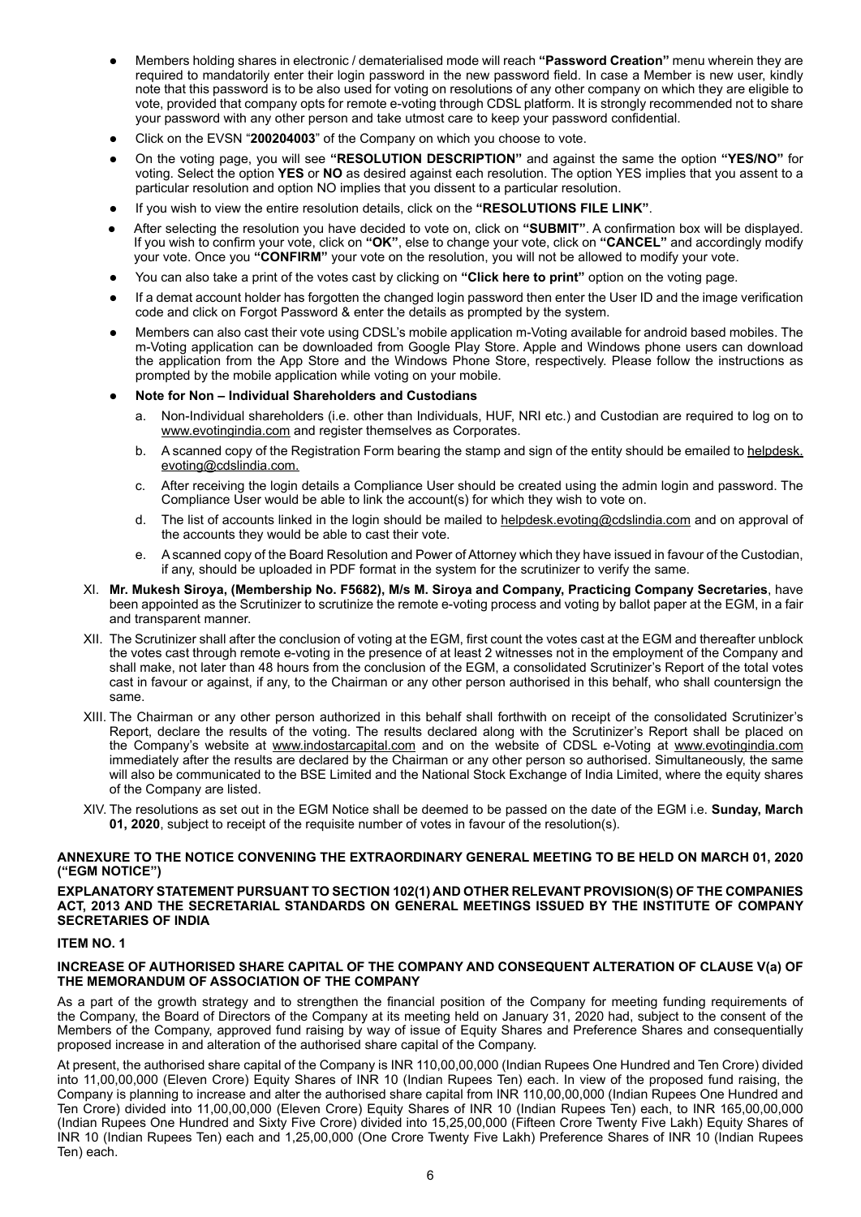- Members holding shares in electronic / dematerialised mode will reach **"Password Creation"** menu wherein they are required to mandatorily enter their login password in the new password field. In case a Member is new user, kindly note that this password is to be also used for voting on resolutions of any other company on which they are eligible to vote, provided that company opts for remote e-voting through CDSL platform. It is strongly recommended not to share your password with any other person and take utmost care to keep your password confidential.
- Click on the EVSN "**200204003**" of the Company on which you choose to vote.
- On the voting page, you will see **"RESOLUTION DESCRIPTION"** and against the same the option **"YES/NO"** for voting. Select the option **YES** or **NO** as desired against each resolution. The option YES implies that you assent to a particular resolution and option NO implies that you dissent to a particular resolution.
- If you wish to view the entire resolution details, click on the **"RESOLUTIONS FILE LINK"**.
- After selecting the resolution you have decided to vote on, click on **"SUBMIT"**. A confirmation box will be displayed. If you wish to confirm your vote, click on **"OK"**, else to change your vote, click on **"CANCEL"** and accordingly modify your vote. Once you **"CONFIRM"** your vote on the resolution, you will not be allowed to modify your vote.
- You can also take a print of the votes cast by clicking on **"Click here to print"** option on the voting page.
- If a demat account holder has forgotten the changed login password then enter the User ID and the image verification code and click on Forgot Password & enter the details as prompted by the system.
- Members can also cast their vote using CDSL's mobile application m-Voting available for android based mobiles. The m-Voting application can be downloaded from Google Play Store. Apple and Windows phone users can download the application from the App Store and the Windows Phone Store, respectively. Please follow the instructions as prompted by the mobile application while voting on your mobile.
- **Note for Non – Individual Shareholders and Custodians**
  a. Non-Individual shareholders (i.e. other than Individuals, HUF, NRI etc.) and Custodian are required to log on to www.evotingindia.com and register themselves as Corporates.
  b. A scanned copy of the Registration Form bearing the stamp and sign of the entity should be emailed to helpdesk.evoting@cdslindia.com.
  c. After receiving the login details a Compliance User should be created using the admin login and password. The Compliance User would be able to link the account(s) for which they wish to vote on.
  d. The list of accounts linked in the login should be mailed to helpdesk.evoting@cdslindia.com and on approval of the accounts they would be able to cast their vote.
  e. A scanned copy of the Board Resolution and Power of Attorney which they have issued in favour of the Custodian, if any, should be uploaded in PDF format in the system for the scrutinizer to verify the same.

XI. **Mr. Mukesh Siroya, (Membership No. F5682), M/s M. Siroya and Company, Practicing Company Secretaries**, have been appointed as the Scrutinizer to scrutinize the remote e-voting process and voting by ballot paper at the EGM, in a fair and transparent manner.

XII. The Scrutinizer shall after the conclusion of voting at the EGM, first count the votes cast at the EGM and thereafter unblock the votes cast through remote e-voting in the presence of at least 2 witnesses not in the employment of the Company and shall make, not later than 48 hours from the conclusion of the EGM, a consolidated Scrutinizer's Report of the total votes cast in favour or against, if any, to the Chairman or any other person authorised in this behalf, who shall countersign the same.

XIII. The Chairman or any other person authorized in this behalf shall forthwith on receipt of the consolidated Scrutinizer's Report, declare the results of the voting. The results declared along with the Scrutinizer's Report shall be placed on the Company's website at www.indostarcapital.com and on the website of CDSL e-Voting at www.evotingindia.com immediately after the results are declared by the Chairman or any other person so authorised. Simultaneously, the same will also be communicated to the BSE Limited and the National Stock Exchange of India Limited, where the equity shares of the Company are listed.

XIV. The resolutions as set out in the EGM Notice shall be deemed to be passed on the date of the EGM i.e. **Sunday, March 01, 2020**, subject to receipt of the requisite number of votes in favour of the resolution(s).

**ANNEXURE TO THE NOTICE CONVENING THE EXTRAORDINARY GENERAL MEETING TO BE HELD ON MARCH 01, 2020 ("EGM NOTICE")**

**EXPLANATORY STATEMENT PURSUANT TO SECTION 102(1) AND OTHER RELEVANT PROVISION(S) OF THE COMPANIES ACT, 2013 AND THE SECRETARIAL STANDARDS ON GENERAL MEETINGS ISSUED BY THE INSTITUTE OF COMPANY SECRETARIES OF INDIA**

**ITEM NO. 1**

**INCREASE OF AUTHORISED SHARE CAPITAL OF THE COMPANY AND CONSEQUENT ALTERATION OF CLAUSE V(a) OF THE MEMORANDUM OF ASSOCIATION OF THE COMPANY**

As a part of the growth strategy and to strengthen the financial position of the Company for meeting funding requirements of the Company, the Board of Directors of the Company at its meeting held on January 31, 2020 had, subject to the consent of the Members of the Company, approved fund raising by way of issue of Equity Shares and Preference Shares and consequentially proposed increase in and alteration of the authorised share capital of the Company.

At present, the authorised share capital of the Company is INR 110,00,00,000 (Indian Rupees One Hundred and Ten Crore) divided into 11,00,00,000 (Eleven Crore) Equity Shares of INR 10 (Indian Rupees Ten) each. In view of the proposed fund raising, the Company is planning to increase and alter the authorised share capital from INR 110,00,00,000 (Indian Rupees One Hundred and Ten Crore) divided into 11,00,00,000 (Eleven Crore) Equity Shares of INR 10 (Indian Rupees Ten) each, to INR 165,00,00,000 (Indian Rupees One Hundred and Sixty Five Crore) divided into 15,25,00,000 (Fifteen Crore Twenty Five Lakh) Equity Shares of INR 10 (Indian Rupees Ten) each and 1,25,00,000 (One Crore Twenty Five Lakh) Preference Shares of INR 10 (Indian Rupees Ten) each.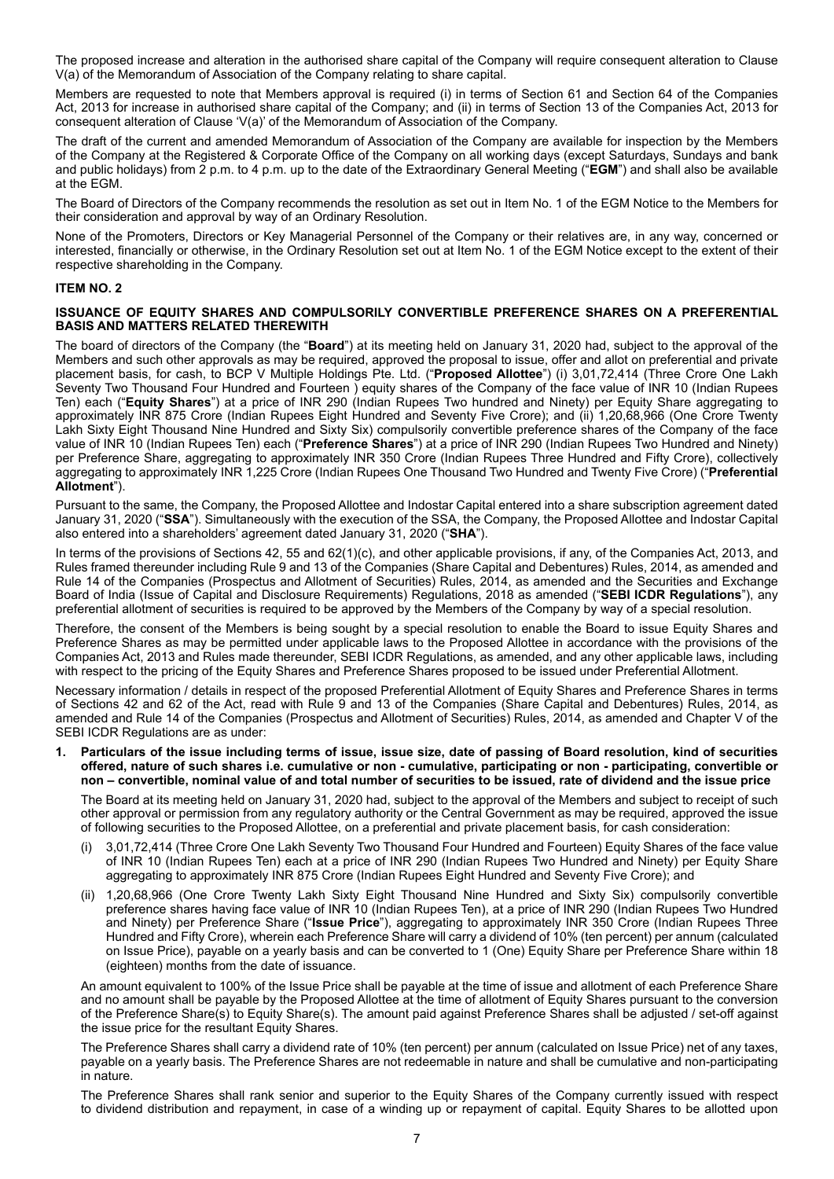The proposed increase and alteration in the authorised share capital of the Company will require consequent alteration to Clause V(a) of the Memorandum of Association of the Company relating to share capital.

Members are requested to note that Members approval is required (i) in terms of Section 61 and Section 64 of the Companies Act, 2013 for increase in authorised share capital of the Company; and (ii) in terms of Section 13 of the Companies Act, 2013 for consequent alteration of Clause 'V(a)' of the Memorandum of Association of the Company.

The draft of the current and amended Memorandum of Association of the Company are available for inspection by the Members of the Company at the Registered & Corporate Office of the Company on all working days (except Saturdays, Sundays and bank and public holidays) from 2 p.m. to 4 p.m. up to the date of the Extraordinary General Meeting ("**EGM**") and shall also be available at the EGM.

The Board of Directors of the Company recommends the resolution as set out in Item No. 1 of the EGM Notice to the Members for their consideration and approval by way of an Ordinary Resolution.

None of the Promoters, Directors or Key Managerial Personnel of the Company or their relatives are, in any way, concerned or interested, financially or otherwise, in the Ordinary Resolution set out at Item No. 1 of the EGM Notice except to the extent of their respective shareholding in the Company.

**ITEM NO. 2**

**ISSUANCE OF EQUITY SHARES AND COMPULSORILY CONVERTIBLE PREFERENCE SHARES ON A PREFERENTIAL BASIS AND MATTERS RELATED THEREWITH**

The board of directors of the Company (the "**Board**") at its meeting held on January 31, 2020 had, subject to the approval of the Members and such other approvals as may be required, approved the proposal to issue, offer and allot on preferential and private placement basis, for cash, to BCP V Multiple Holdings Pte. Ltd. ("**Proposed Allottee**") (i) 3,01,72,414 (Three Crore One Lakh Seventy Two Thousand Four Hundred and Fourteen ) equity shares of the Company of the face value of INR 10 (Indian Rupees Ten) each ("**Equity Shares**") at a price of INR 290 (Indian Rupees Two hundred and Ninety) per Equity Share aggregating to approximately INR 875 Crore (Indian Rupees Eight Hundred and Seventy Five Crore); and (ii) 1,20,68,966 (One Crore Twenty Lakh Sixty Eight Thousand Nine Hundred and Sixty Six) compulsorily convertible preference shares of the Company of the face value of INR 10 (Indian Rupees Ten) each ("**Preference Shares**") at a price of INR 290 (Indian Rupees Two Hundred and Ninety) per Preference Share, aggregating to approximately INR 350 Crore (Indian Rupees Three Hundred and Fifty Crore), collectively aggregating to approximately INR 1,225 Crore (Indian Rupees One Thousand Two Hundred and Twenty Five Crore) ("**Preferential Allotment**").

Pursuant to the same, the Company, the Proposed Allottee and Indostar Capital entered into a share subscription agreement dated January 31, 2020 ("**SSA**"). Simultaneously with the execution of the SSA, the Company, the Proposed Allottee and Indostar Capital also entered into a shareholders' agreement dated January 31, 2020 ("**SHA**").

In terms of the provisions of Sections 42, 55 and 62(1)(c), and other applicable provisions, if any, of the Companies Act, 2013, and Rules framed thereunder including Rule 9 and 13 of the Companies (Share Capital and Debentures) Rules, 2014, as amended and Rule 14 of the Companies (Prospectus and Allotment of Securities) Rules, 2014, as amended and the Securities and Exchange Board of India (Issue of Capital and Disclosure Requirements) Regulations, 2018 as amended ("**SEBI ICDR Regulations**"), any preferential allotment of securities is required to be approved by the Members of the Company by way of a special resolution.

Therefore, the consent of the Members is being sought by a special resolution to enable the Board to issue Equity Shares and Preference Shares as may be permitted under applicable laws to the Proposed Allottee in accordance with the provisions of the Companies Act, 2013 and Rules made thereunder, SEBI ICDR Regulations, as amended, and any other applicable laws, including with respect to the pricing of the Equity Shares and Preference Shares proposed to be issued under Preferential Allotment.

Necessary information / details in respect of the proposed Preferential Allotment of Equity Shares and Preference Shares in terms of Sections 42 and 62 of the Act, read with Rule 9 and 13 of the Companies (Share Capital and Debentures) Rules, 2014, as amended and Rule 14 of the Companies (Prospectus and Allotment of Securities) Rules, 2014, as amended and Chapter V of the SEBI ICDR Regulations are as under:

1. **Particulars of the issue including terms of issue, issue size, date of passing of Board resolution, kind of securities offered, nature of such shares i.e. cumulative or non - cumulative, participating or non - participating, convertible or non – convertible, nominal value of and total number of securities to be issued, rate of dividend and the issue price**

   The Board at its meeting held on January 31, 2020 had, subject to the approval of the Members and subject to receipt of such other approval or permission from any regulatory authority or the Central Government as may be required, approved the issue of following securities to the Proposed Allottee, on a preferential and private placement basis, for cash consideration:

   (i) 3,01,72,414 (Three Crore One Lakh Seventy Two Thousand Four Hundred and Fourteen) Equity Shares of the face value of INR 10 (Indian Rupees Ten) each at a price of INR 290 (Indian Rupees Two Hundred and Ninety) per Equity Share aggregating to approximately INR 875 Crore (Indian Rupees Eight Hundred and Seventy Five Crore); and

   (ii) 1,20,68,966 (One Crore Twenty Lakh Sixty Eight Thousand Nine Hundred and Sixty Six) compulsorily convertible preference shares having face value of INR 10 (Indian Rupees Ten), at a price of INR 290 (Indian Rupees Two Hundred and Ninety) per Preference Share ("**Issue Price**"), aggregating to approximately INR 350 Crore (Indian Rupees Three Hundred and Fifty Crore), wherein each Preference Share will carry a dividend of 10% (ten percent) per annum (calculated on Issue Price), payable on a yearly basis and can be converted to 1 (One) Equity Share per Preference Share within 18 (eighteen) months from the date of issuance.

   An amount equivalent to 100% of the Issue Price shall be payable at the time of issue and allotment of each Preference Share and no amount shall be payable by the Proposed Allottee at the time of allotment of Equity Shares pursuant to the conversion of the Preference Share(s) to Equity Share(s). The amount paid against Preference Shares shall be adjusted / set-off against the issue price for the resultant Equity Shares.

   The Preference Shares shall carry a dividend rate of 10% (ten percent) per annum (calculated on Issue Price) net of any taxes, payable on a yearly basis. The Preference Shares are not redeemable in nature and shall be cumulative and non-participating in nature.

   The Preference Shares shall rank senior and superior to the Equity Shares of the Company currently issued with respect to dividend distribution and repayment, in case of a winding up or repayment of capital. Equity Shares to be allotted upon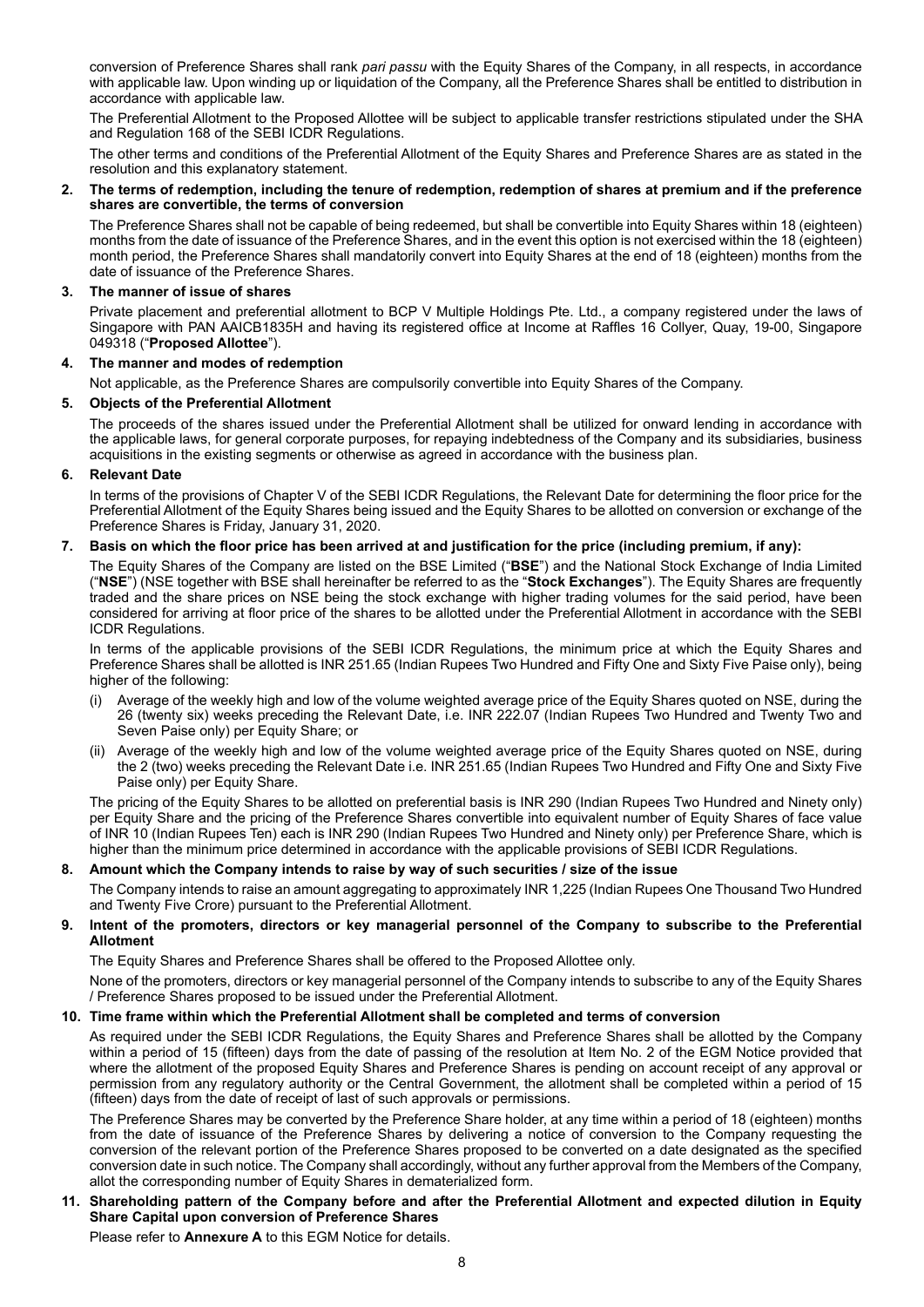conversion of Preference Shares shall rank *pari passu* with the Equity Shares of the Company, in all respects, in accordance with applicable law. Upon winding up or liquidation of the Company, all the Preference Shares shall be entitled to distribution in accordance with applicable law.

The Preferential Allotment to the Proposed Allottee will be subject to applicable transfer restrictions stipulated under the SHA and Regulation 168 of the SEBI ICDR Regulations.

The other terms and conditions of the Preferential Allotment of the Equity Shares and Preference Shares are as stated in the resolution and this explanatory statement.

**2. The terms of redemption, including the tenure of redemption, redemption of shares at premium and if the preference shares are convertible, the terms of conversion**

The Preference Shares shall not be capable of being redeemed, but shall be convertible into Equity Shares within 18 (eighteen) months from the date of issuance of the Preference Shares, and in the event this option is not exercised within the 18 (eighteen) month period, the Preference Shares shall mandatorily convert into Equity Shares at the end of 18 (eighteen) months from the date of issuance of the Preference Shares.

**3. The manner of issue of shares**

Private placement and preferential allotment to BCP V Multiple Holdings Pte. Ltd., a company registered under the laws of Singapore with PAN AAICB1835H and having its registered office at Income at Raffles 16 Collyer, Quay, 19-00, Singapore 049318 ("**Proposed Allottee**").

**4. The manner and modes of redemption**

Not applicable, as the Preference Shares are compulsorily convertible into Equity Shares of the Company.

**5. Objects of the Preferential Allotment**

The proceeds of the shares issued under the Preferential Allotment shall be utilized for onward lending in accordance with the applicable laws, for general corporate purposes, for repaying indebtedness of the Company and its subsidiaries, business acquisitions in the existing segments or otherwise as agreed in accordance with the business plan.

**6. Relevant Date**

In terms of the provisions of Chapter V of the SEBI ICDR Regulations, the Relevant Date for determining the floor price for the Preferential Allotment of the Equity Shares being issued and the Equity Shares to be allotted on conversion or exchange of the Preference Shares is Friday, January 31, 2020.

**7. Basis on which the floor price has been arrived at and justification for the price (including premium, if any):**

The Equity Shares of the Company are listed on the BSE Limited ("**BSE**") and the National Stock Exchange of India Limited ("**NSE**") (NSE together with BSE shall hereinafter be referred to as the "**Stock Exchanges**"). The Equity Shares are frequently traded and the share prices on NSE being the stock exchange with higher trading volumes for the said period, have been considered for arriving at floor price of the shares to be allotted under the Preferential Allotment in accordance with the SEBI ICDR Regulations.

In terms of the applicable provisions of the SEBI ICDR Regulations, the minimum price at which the Equity Shares and Preference Shares shall be allotted is INR 251.65 (Indian Rupees Two Hundred and Fifty One and Sixty Five Paise only), being higher of the following:

(i) Average of the weekly high and low of the volume weighted average price of the Equity Shares quoted on NSE, during the 26 (twenty six) weeks preceding the Relevant Date, i.e. INR 222.07 (Indian Rupees Two Hundred and Twenty Two and Seven Paise only) per Equity Share; or

(ii) Average of the weekly high and low of the volume weighted average price of the Equity Shares quoted on NSE, during the 2 (two) weeks preceding the Relevant Date i.e. INR 251.65 (Indian Rupees Two Hundred and Fifty One and Sixty Five Paise only) per Equity Share.

The pricing of the Equity Shares to be allotted on preferential basis is INR 290 (Indian Rupees Two Hundred and Ninety only) per Equity Share and the pricing of the Preference Shares convertible into equivalent number of Equity Shares of face value of INR 10 (Indian Rupees Ten) each is INR 290 (Indian Rupees Two Hundred and Ninety only) per Preference Share, which is higher than the minimum price determined in accordance with the applicable provisions of SEBI ICDR Regulations.

**8. Amount which the Company intends to raise by way of such securities / size of the issue**

The Company intends to raise an amount aggregating to approximately INR 1,225 (Indian Rupees One Thousand Two Hundred and Twenty Five Crore) pursuant to the Preferential Allotment.

**9. Intent of the promoters, directors or key managerial personnel of the Company to subscribe to the Preferential Allotment**

The Equity Shares and Preference Shares shall be offered to the Proposed Allottee only.

None of the promoters, directors or key managerial personnel of the Company intends to subscribe to any of the Equity Shares / Preference Shares proposed to be issued under the Preferential Allotment.

**10. Time frame within which the Preferential Allotment shall be completed and terms of conversion**

As required under the SEBI ICDR Regulations, the Equity Shares and Preference Shares shall be allotted by the Company within a period of 15 (fifteen) days from the date of passing of the resolution at Item No. 2 of the EGM Notice provided that where the allotment of the proposed Equity Shares and Preference Shares is pending on account receipt of any approval or permission from any regulatory authority or the Central Government, the allotment shall be completed within a period of 15 (fifteen) days from the date of receipt of last of such approvals or permissions.

The Preference Shares may be converted by the Preference Share holder, at any time within a period of 18 (eighteen) months from the date of issuance of the Preference Shares by delivering a notice of conversion to the Company requesting the conversion of the relevant portion of the Preference Shares proposed to be converted on a date designated as the specified conversion date in such notice. The Company shall accordingly, without any further approval from the Members of the Company, allot the corresponding number of Equity Shares in dematerialized form.

**11. Shareholding pattern of the Company before and after the Preferential Allotment and expected dilution in Equity Share Capital upon conversion of Preference Shares**

Please refer to **Annexure A** to this EGM Notice for details.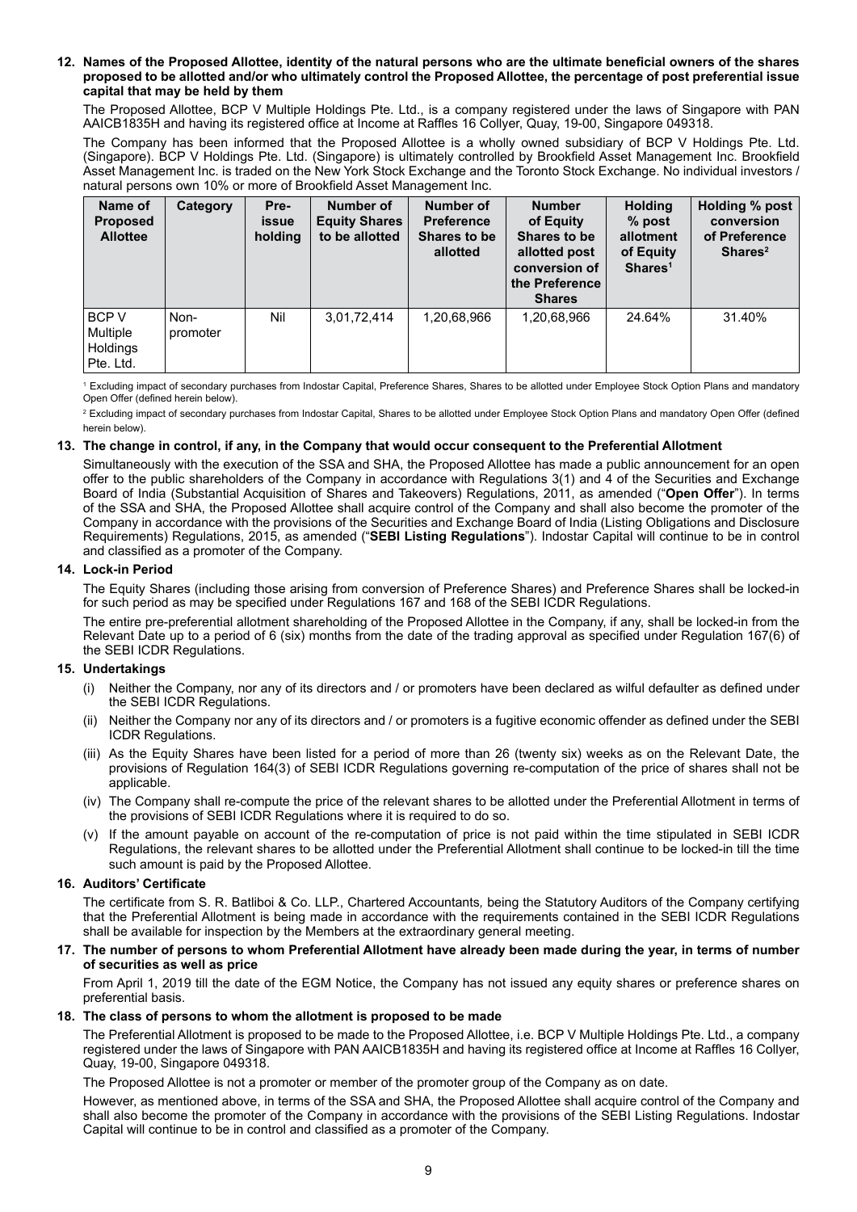**12. Names of the Proposed Allottee, identity of the natural persons who are the ultimate beneficial owners of the shares proposed to be allotted and/or who ultimately control the Proposed Allottee, the percentage of post preferential issue capital that may be held by them**

The Proposed Allottee, BCP V Multiple Holdings Pte. Ltd., is a company registered under the laws of Singapore with PAN AAICB1835H and having its registered office at Income at Raffles 16 Collyer, Quay, 19-00, Singapore 049318.

The Company has been informed that the Proposed Allottee is a wholly owned subsidiary of BCP V Holdings Pte. Ltd. (Singapore). BCP V Holdings Pte. Ltd. (Singapore) is ultimately controlled by Brookfield Asset Management Inc. Brookfield Asset Management Inc. is traded on the New York Stock Exchange and the Toronto Stock Exchange. No individual investors / natural persons own 10% or more of Brookfield Asset Management Inc.

| Name of Proposed Allottee | Category | Pre-issue holding | Number of Equity Shares to be allotted | Number of Preference Shares to be allotted | Number of Equity Shares to be allotted post conversion of the Preference Shares | Holding % post allotment of Equity Shares[1] | Holding % post conversion of Preference Shares[2] |
|---|---|---|---|---|---|---|---|
| BCP V Multiple Holdings Pte. Ltd. | Non-promoter | Nil | 3,01,72,414 | 1,20,68,966 | 1,20,68,966 | 24.64% | 31.40% |

[1] Excluding impact of secondary purchases from Indostar Capital, Preference Shares, Shares to be allotted under Employee Stock Option Plans and mandatory Open Offer (defined herein below).

[2] Excluding impact of secondary purchases from Indostar Capital, Shares to be allotted under Employee Stock Option Plans and mandatory Open Offer (defined herein below).

**13. The change in control, if any, in the Company that would occur consequent to the Preferential Allotment**

Simultaneously with the execution of the SSA and SHA, the Proposed Allottee has made a public announcement for an open offer to the public shareholders of the Company in accordance with Regulations 3(1) and 4 of the Securities and Exchange Board of India (Substantial Acquisition of Shares and Takeovers) Regulations, 2011, as amended ("**Open Offer**"). In terms of the SSA and SHA, the Proposed Allottee shall acquire control of the Company and shall also become the promoter of the Company in accordance with the provisions of the Securities and Exchange Board of India (Listing Obligations and Disclosure Requirements) Regulations, 2015, as amended ("**SEBI Listing Regulations**"). Indostar Capital will continue to be in control and classified as a promoter of the Company.

**14. Lock-in Period**

The Equity Shares (including those arising from conversion of Preference Shares) and Preference Shares shall be locked-in for such period as may be specified under Regulations 167 and 168 of the SEBI ICDR Regulations.

The entire pre-preferential allotment shareholding of the Proposed Allottee in the Company, if any, shall be locked-in from the Relevant Date up to a period of 6 (six) months from the date of the trading approval as specified under Regulation 167(6) of the SEBI ICDR Regulations.

**15. Undertakings**

(i) Neither the Company, nor any of its directors and / or promoters have been declared as wilful defaulter as defined under the SEBI ICDR Regulations.

(ii) Neither the Company nor any of its directors and / or promoters is a fugitive economic offender as defined under the SEBI ICDR Regulations.

(iii) As the Equity Shares have been listed for a period of more than 26 (twenty six) weeks as on the Relevant Date, the provisions of Regulation 164(3) of SEBI ICDR Regulations governing re-computation of the price of shares shall not be applicable.

(iv) The Company shall re-compute the price of the relevant shares to be allotted under the Preferential Allotment in terms of the provisions of SEBI ICDR Regulations where it is required to do so.

(v) If the amount payable on account of the re-computation of price is not paid within the time stipulated in SEBI ICDR Regulations, the relevant shares to be allotted under the Preferential Allotment shall continue to be locked-in till the time such amount is paid by the Proposed Allottee.

**16. Auditors' Certificate**

The certificate from S. R. Batliboi & Co. LLP., Chartered Accountants, being the Statutory Auditors of the Company certifying that the Preferential Allotment is being made in accordance with the requirements contained in the SEBI ICDR Regulations shall be available for inspection by the Members at the extraordinary general meeting.

**17. The number of persons to whom Preferential Allotment have already been made during the year, in terms of number of securities as well as price**

From April 1, 2019 till the date of the EGM Notice, the Company has not issued any equity shares or preference shares on preferential basis.

**18. The class of persons to whom the allotment is proposed to be made**

The Preferential Allotment is proposed to be made to the Proposed Allottee, i.e. BCP V Multiple Holdings Pte. Ltd., a company registered under the laws of Singapore with PAN AAICB1835H and having its registered office at Income at Raffles 16 Collyer, Quay, 19-00, Singapore 049318.

The Proposed Allottee is not a promoter or member of the promoter group of the Company as on date.

However, as mentioned above, in terms of the SSA and SHA, the Proposed Allottee shall acquire control of the Company and shall also become the promoter of the Company in accordance with the provisions of the SEBI Listing Regulations. Indostar Capital will continue to be in control and classified as a promoter of the Company.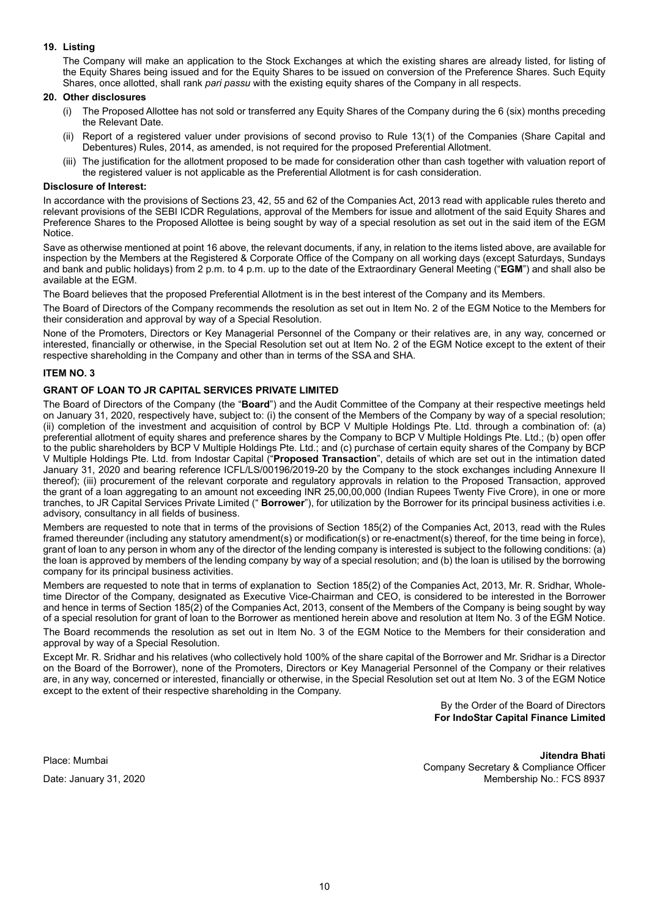**19. Listing**

The Company will make an application to the Stock Exchanges at which the existing shares are already listed, for listing of the Equity Shares being issued and for the Equity Shares to be issued on conversion of the Preference Shares. Such Equity Shares, once allotted, shall rank *pari passu* with the existing equity shares of the Company in all respects.

**20. Other disclosures**

(i) The Proposed Allottee has not sold or transferred any Equity Shares of the Company during the 6 (six) months preceding the Relevant Date.

(ii) Report of a registered valuer under provisions of second proviso to Rule 13(1) of the Companies (Share Capital and Debentures) Rules, 2014, as amended, is not required for the proposed Preferential Allotment.

(iii) The justification for the allotment proposed to be made for consideration other than cash together with valuation report of the registered valuer is not applicable as the Preferential Allotment is for cash consideration.

**Disclosure of Interest:**

In accordance with the provisions of Sections 23, 42, 55 and 62 of the Companies Act, 2013 read with applicable rules thereto and relevant provisions of the SEBI ICDR Regulations, approval of the Members for issue and allotment of the said Equity Shares and Preference Shares to the Proposed Allottee is being sought by way of a special resolution as set out in the said item of the EGM Notice.

Save as otherwise mentioned at point 16 above, the relevant documents, if any, in relation to the items listed above, are available for inspection by the Members at the Registered & Corporate Office of the Company on all working days (except Saturdays, Sundays and bank and public holidays) from 2 p.m. to 4 p.m. up to the date of the Extraordinary General Meeting ("**EGM**") and shall also be available at the EGM.

The Board believes that the proposed Preferential Allotment is in the best interest of the Company and its Members.

The Board of Directors of the Company recommends the resolution as set out in Item No. 2 of the EGM Notice to the Members for their consideration and approval by way of a Special Resolution.

None of the Promoters, Directors or Key Managerial Personnel of the Company or their relatives are, in any way, concerned or interested, financially or otherwise, in the Special Resolution set out at Item No. 2 of the EGM Notice except to the extent of their respective shareholding in the Company and other than in terms of the SSA and SHA.

### ITEM NO. 3

### GRANT OF LOAN TO JR CAPITAL SERVICES PRIVATE LIMITED

The Board of Directors of the Company (the "**Board**") and the Audit Committee of the Company at their respective meetings held on January 31, 2020, respectively have, subject to: (i) the consent of the Members of the Company by way of a special resolution; (ii) completion of the investment and acquisition of control by BCP V Multiple Holdings Pte. Ltd. through a combination of: (a) preferential allotment of equity shares and preference shares by the Company to BCP V Multiple Holdings Pte. Ltd.; (b) open offer to the public shareholders by BCP V Multiple Holdings Pte. Ltd.; and (c) purchase of certain equity shares of the Company by BCP V Multiple Holdings Pte. Ltd. from Indostar Capital ("**Proposed Transaction**", details of which are set out in the intimation dated January 31, 2020 and bearing reference ICFL/LS/00196/2019-20 by the Company to the stock exchanges including Annexure II thereof); (iii) procurement of the relevant corporate and regulatory approvals in relation to the Proposed Transaction, approved the grant of a loan aggregating to an amount not exceeding INR 25,00,00,000 (Indian Rupees Twenty Five Crore), in one or more tranches, to JR Capital Services Private Limited (" **Borrower**"), for utilization by the Borrower for its principal business activities i.e. advisory, consultancy in all fields of business.

Members are requested to note that in terms of the provisions of Section 185(2) of the Companies Act, 2013, read with the Rules framed thereunder (including any statutory amendment(s) or modification(s) or re-enactment(s) thereof, for the time being in force), grant of loan to any person in whom any of the director of the lending company is interested is subject to the following conditions: (a) the loan is approved by members of the lending company by way of a special resolution; and (b) the loan is utilised by the borrowing company for its principal business activities.

Members are requested to note that in terms of explanation to Section 185(2) of the Companies Act, 2013, Mr. R. Sridhar, Whole-time Director of the Company, designated as Executive Vice-Chairman and CEO, is considered to be interested in the Borrower and hence in terms of Section 185(2) of the Companies Act, 2013, consent of the Members of the Company is being sought by way of a special resolution for grant of loan to the Borrower as mentioned herein above and resolution at Item No. 3 of the EGM Notice.

The Board recommends the resolution as set out in Item No. 3 of the EGM Notice to the Members for their consideration and approval by way of a Special Resolution.

Except Mr. R. Sridhar and his relatives (who collectively hold 100% of the share capital of the Borrower and Mr. Sridhar is a Director on the Board of the Borrower), none of the Promoters, Directors or Key Managerial Personnel of the Company or their relatives are, in any way, concerned or interested, financially or otherwise, in the Special Resolution set out at Item No. 3 of the EGM Notice except to the extent of their respective shareholding in the Company.

By the Order of the Board of Directors
**For IndoStar Capital Finance Limited**

Place: Mumbai
Date: January 31, 2020

**Jitendra Bhati**
Company Secretary & Compliance Officer
Membership No.: FCS 8937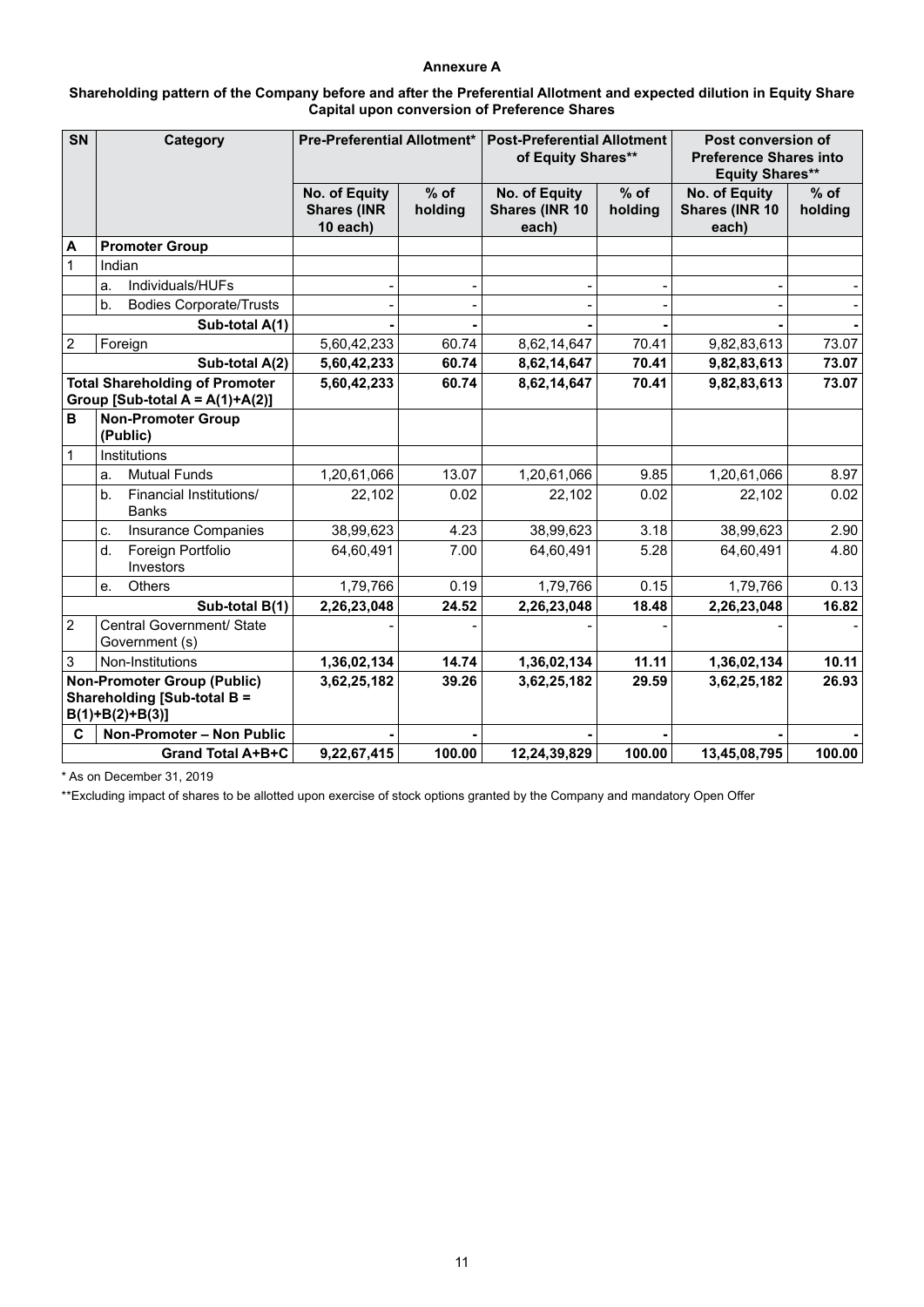**Annexure A**

**Shareholding pattern of the Company before and after the Preferential Allotment and expected dilution in Equity Share Capital upon conversion of Preference Shares**

| SN | | Category | Pre-Preferential Allotment* | | Post-Preferential Allotment of Equity Shares** | | Post conversion of Preference Shares into Equity Shares** | |
|---|---|---|---|---|---|---|---|---|
| | | | No. of Equity Shares (INR 10 each) | % of holding | No. of Equity Shares (INR 10 each) | % of holding | No. of Equity Shares (INR 10 each) | % of holding |
| **A** | **Promoter Group** | | | | | | | |
| 1 | Indian | | | | | | | |
| | a. | Individuals/HUFs | - | - | - | - | - | - |
| | b. | Bodies Corporate/Trusts | - | - | - | - | - | - |
| | | **Sub-total A(1)** | **-** | **-** | **-** | **-** | **-** | **-** |
| 2 | Foreign | | 5,60,42,233 | 60.74 | 8,62,14,647 | 70.41 | 9,82,83,613 | 73.07 |
| | | **Sub-total A(2)** | **5,60,42,233** | **60.74** | **8,62,14,647** | **70.41** | **9,82,83,613** | **73.07** |
| **Total Shareholding of Promoter Group [Sub-total A = A(1)+A(2)]** | | | **5,60,42,233** | **60.74** | **8,62,14,647** | **70.41** | **9,82,83,613** | **73.07** |
| **B** | **Non-Promoter Group (Public)** | | | | | | | |
| 1 | Institutions | | | | | | | |
| | a. | Mutual Funds | 1,20,61,066 | 13.07 | 1,20,61,066 | 9.85 | 1,20,61,066 | 8.97 |
| | b. | Financial Institutions/ Banks | 22,102 | 0.02 | 22,102 | 0.02 | 22,102 | 0.02 |
| | c. | Insurance Companies | 38,99,623 | 4.23 | 38,99,623 | 3.18 | 38,99,623 | 2.90 |
| | d. | Foreign Portfolio Investors | 64,60,491 | 7.00 | 64,60,491 | 5.28 | 64,60,491 | 4.80 |
| | e. | Others | 1,79,766 | 0.19 | 1,79,766 | 0.15 | 1,79,766 | 0.13 |
| | | **Sub-total B(1)** | **2,26,23,048** | **24.52** | **2,26,23,048** | **18.48** | **2,26,23,048** | **16.82** |
| 2 | Central Government/ State Government (s) | | - | - | - | - | - | - |
| 3 | Non-Institutions | | **1,36,02,134** | **14.74** | **1,36,02,134** | **11.11** | **1,36,02,134** | **10.11** |
| **Non-Promoter Group (Public) Shareholding [Sub-total B = B(1)+B(2)+B(3)]** | | | **3,62,25,182** | **39.26** | **3,62,25,182** | **29.59** | **3,62,25,182** | **26.93** |
| **C** | **Non-Promoter – Non Public** | | **-** | **-** | **-** | **-** | **-** | **-** |
| | | **Grand Total A+B+C** | **9,22,67,415** | **100.00** | **12,24,39,829** | **100.00** | **13,45,08,795** | **100.00** |

\* As on December 31, 2019

\*\*Excluding impact of shares to be allotted upon exercise of stock options granted by the Company and mandatory Open Offer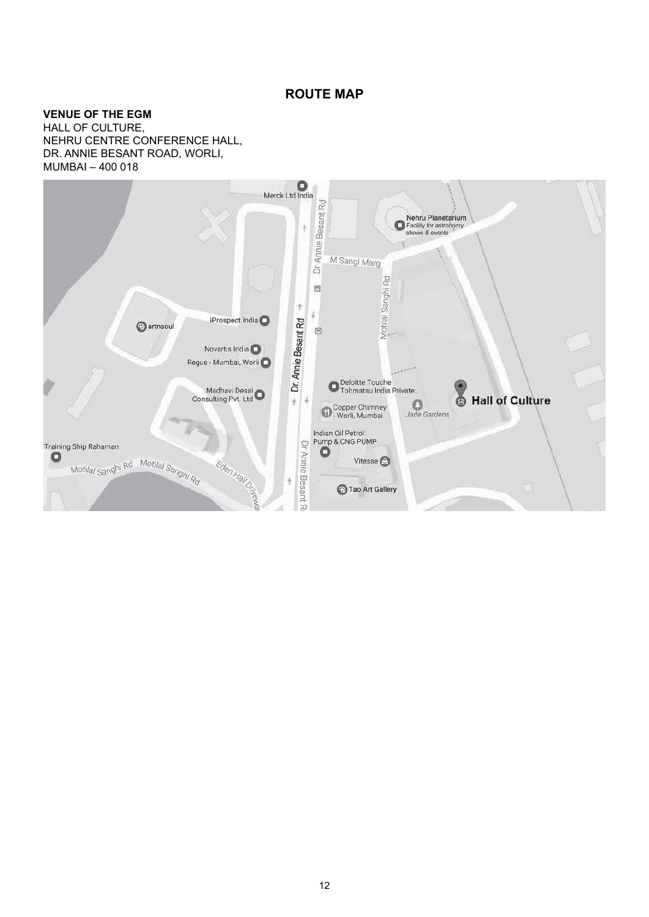# ROUTE MAP

**VENUE OF THE EGM**
HALL OF CULTURE,
NEHRU CENTRE CONFERENCE HALL,
DR. ANNIE BESANT ROAD, WORLI,
MUMBAI – 400 018

Merck Ltd India
Dr Annie Besant Rd
Nehru Planetarium
Facility for astronomy shows & events
M Sangi Marg
Motilal Sanghi Rd
iProspect India
artnsoul
Dr. Annie Besant Rd
Novartis India
Regus - Mumbai, Worli
Deloitte Touche Tohmatsu India Private...
Madhavi Desai Consulting Pvt. Ltd
Hall of Culture
Copper Chimney - Worli, Mumbai
Jade Gardens
Indian Oil Petrol Pump & CNG PUMP
Training Ship Rahaman
Vitesse
Motilal Sanghi Rd
Motilal Sanghi Rd
Eden Hall Driveway
Dr Annie Besant Rd
Tao Art Gallery